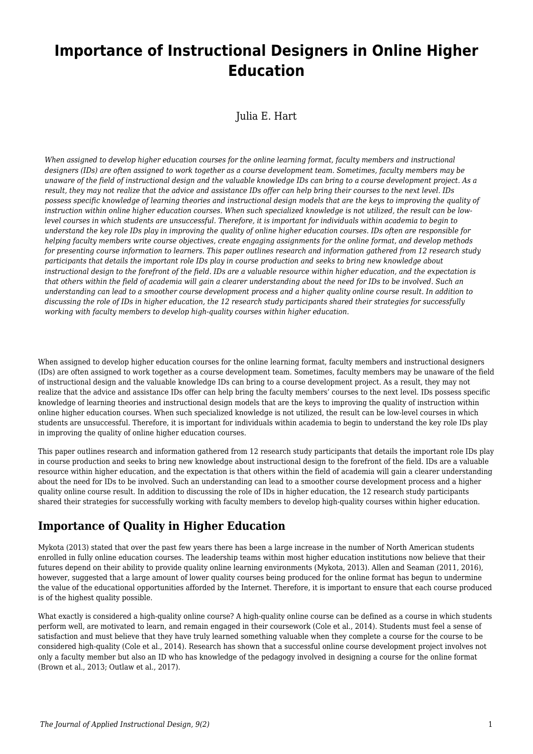# Importance of Instructional Designers in Online Higher Education

Julia E. Hart

*When assigned to develop higher education courses for the online learning format, faculty members and instructional designers (IDs) are often assigned to work together as a course development team. Sometimes, faculty members may be unaware of the field of instructional design and the valuable knowledge IDs can bring to a course development project. As a result, they may not realize that the advice and assistance IDs offer can help bring their courses to the next level. IDs possess specific knowledge of learning theories and instructional design models that are the keys to improving the quality of instruction within online higher education courses. When such specialized knowledge is not utilized, the result can be low-level courses in which students are unsuccessful. Therefore, it is important for individuals within academia to begin to understand the key role IDs play in improving the quality of online higher education courses. IDs often are responsible for helping faculty members write course objectives, create engaging assignments for the online format, and develop methods for presenting course information to learners. This paper outlines research and information gathered from 12 research study participants that details the important role IDs play in course production and seeks to bring new knowledge about instructional design to the forefront of the field. IDs are a valuable resource within higher education, and the expectation is that others within the field of academia will gain a clearer understanding about the need for IDs to be involved. Such an understanding can lead to a smoother course development process and a higher quality online course result. In addition to discussing the role of IDs in higher education, the 12 research study participants shared their strategies for successfully working with faculty members to develop high-quality courses within higher education.*

When assigned to develop higher education courses for the online learning format, faculty members and instructional designers (IDs) are often assigned to work together as a course development team. Sometimes, faculty members may be unaware of the field of instructional design and the valuable knowledge IDs can bring to a course development project. As a result, they may not realize that the advice and assistance IDs offer can help bring the faculty members' courses to the next level. IDs possess specific knowledge of learning theories and instructional design models that are the keys to improving the quality of instruction within online higher education courses. When such specialized knowledge is not utilized, the result can be low-level courses in which students are unsuccessful. Therefore, it is important for individuals within academia to begin to understand the key role IDs play in improving the quality of online higher education courses.

This paper outlines research and information gathered from 12 research study participants that details the important role IDs play in course production and seeks to bring new knowledge about instructional design to the forefront of the field. IDs are a valuable resource within higher education, and the expectation is that others within the field of academia will gain a clearer understanding about the need for IDs to be involved. Such an understanding can lead to a smoother course development process and a higher quality online course result. In addition to discussing the role of IDs in higher education, the 12 research study participants shared their strategies for successfully working with faculty members to develop high-quality courses within higher education.

## Importance of Quality in Higher Education

Mykota (2013) stated that over the past few years there has been a large increase in the number of North American students enrolled in fully online education courses. The leadership teams within most higher education institutions now believe that their futures depend on their ability to provide quality online learning environments (Mykota, 2013). Allen and Seaman (2011, 2016), however, suggested that a large amount of lower quality courses being produced for the online format has begun to undermine the value of the educational opportunities afforded by the Internet. Therefore, it is important to ensure that each course produced is of the highest quality possible.

What exactly is considered a high-quality online course? A high-quality online course can be defined as a course in which students perform well, are motivated to learn, and remain engaged in their coursework (Cole et al., 2014). Students must feel a sense of satisfaction and must believe that they have truly learned something valuable when they complete a course for the course to be considered high-quality (Cole et al., 2014). Research has shown that a successful online course development project involves not only a faculty member but also an ID who has knowledge of the pedagogy involved in designing a course for the online format (Brown et al., 2013; Outlaw et al., 2017).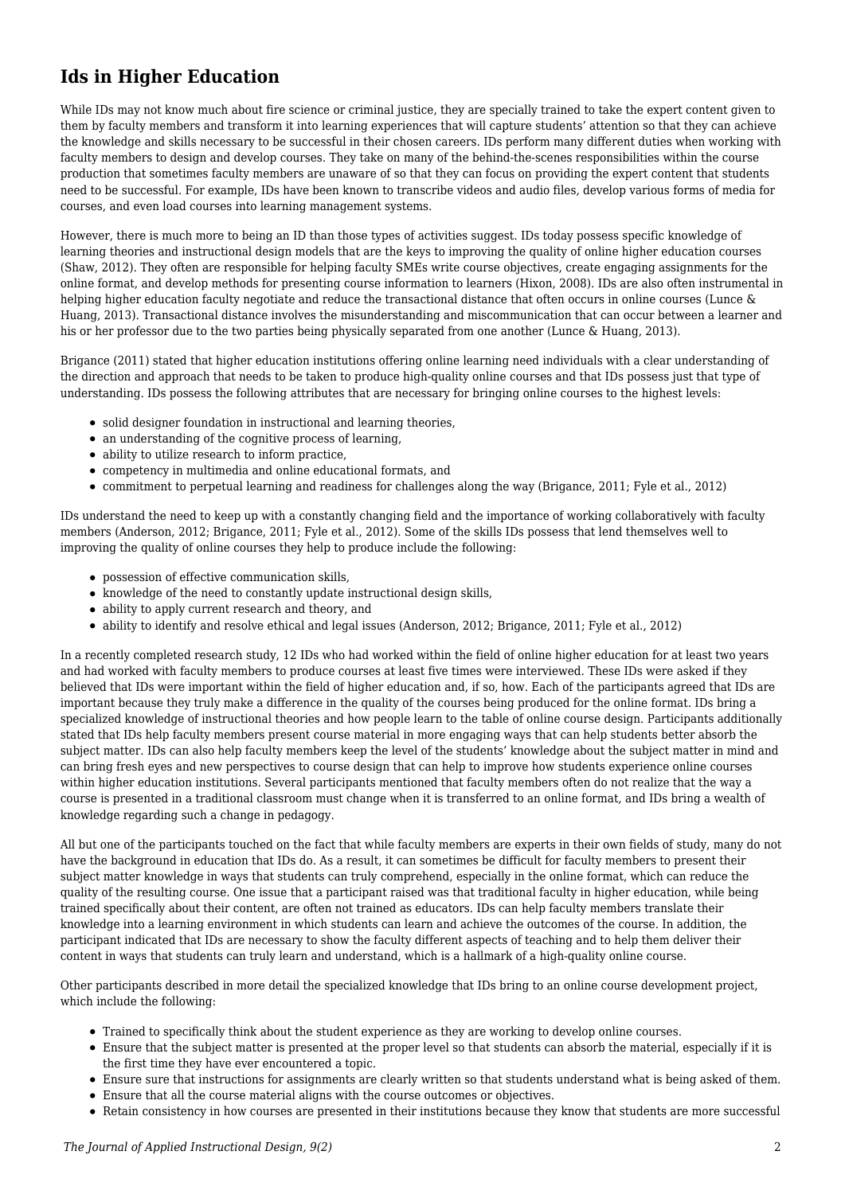## Ids in Higher Education

While IDs may not know much about fire science or criminal justice, they are specially trained to take the expert content given to them by faculty members and transform it into learning experiences that will capture students' attention so that they can achieve the knowledge and skills necessary to be successful in their chosen careers. IDs perform many different duties when working with faculty members to design and develop courses. They take on many of the behind-the-scenes responsibilities within the course production that sometimes faculty members are unaware of so that they can focus on providing the expert content that students need to be successful. For example, IDs have been known to transcribe videos and audio files, develop various forms of media for courses, and even load courses into learning management systems.

However, there is much more to being an ID than those types of activities suggest. IDs today possess specific knowledge of learning theories and instructional design models that are the keys to improving the quality of online higher education courses (Shaw, 2012). They often are responsible for helping faculty SMEs write course objectives, create engaging assignments for the online format, and develop methods for presenting course information to learners (Hixon, 2008). IDs are also often instrumental in helping higher education faculty negotiate and reduce the transactional distance that often occurs in online courses (Lunce & Huang, 2013). Transactional distance involves the misunderstanding and miscommunication that can occur between a learner and his or her professor due to the two parties being physically separated from one another (Lunce & Huang, 2013).

Brigance (2011) stated that higher education institutions offering online learning need individuals with a clear understanding of the direction and approach that needs to be taken to produce high-quality online courses and that IDs possess just that type of understanding. IDs possess the following attributes that are necessary for bringing online courses to the highest levels:

- solid designer foundation in instructional and learning theories,
- an understanding of the cognitive process of learning,
- ability to utilize research to inform practice,
- competency in multimedia and online educational formats, and
- commitment to perpetual learning and readiness for challenges along the way (Brigance, 2011; Fyle et al., 2012)

IDs understand the need to keep up with a constantly changing field and the importance of working collaboratively with faculty members (Anderson, 2012; Brigance, 2011; Fyle et al., 2012). Some of the skills IDs possess that lend themselves well to improving the quality of online courses they help to produce include the following:

- possession of effective communication skills,
- knowledge of the need to constantly update instructional design skills,
- ability to apply current research and theory, and
- ability to identify and resolve ethical and legal issues (Anderson, 2012; Brigance, 2011; Fyle et al., 2012)

In a recently completed research study, 12 IDs who had worked within the field of online higher education for at least two years and had worked with faculty members to produce courses at least five times were interviewed. These IDs were asked if they believed that IDs were important within the field of higher education and, if so, how. Each of the participants agreed that IDs are important because they truly make a difference in the quality of the courses being produced for the online format. IDs bring a specialized knowledge of instructional theories and how people learn to the table of online course design. Participants additionally stated that IDs help faculty members present course material in more engaging ways that can help students better absorb the subject matter. IDs can also help faculty members keep the level of the students' knowledge about the subject matter in mind and can bring fresh eyes and new perspectives to course design that can help to improve how students experience online courses within higher education institutions. Several participants mentioned that faculty members often do not realize that the way a course is presented in a traditional classroom must change when it is transferred to an online format, and IDs bring a wealth of knowledge regarding such a change in pedagogy.

All but one of the participants touched on the fact that while faculty members are experts in their own fields of study, many do not have the background in education that IDs do. As a result, it can sometimes be difficult for faculty members to present their subject matter knowledge in ways that students can truly comprehend, especially in the online format, which can reduce the quality of the resulting course. One issue that a participant raised was that traditional faculty in higher education, while being trained specifically about their content, are often not trained as educators. IDs can help faculty members translate their knowledge into a learning environment in which students can learn and achieve the outcomes of the course. In addition, the participant indicated that IDs are necessary to show the faculty different aspects of teaching and to help them deliver their content in ways that students can truly learn and understand, which is a hallmark of a high-quality online course.

Other participants described in more detail the specialized knowledge that IDs bring to an online course development project, which include the following:

- Trained to specifically think about the student experience as they are working to develop online courses.
- Ensure that the subject matter is presented at the proper level so that students can absorb the material, especially if it is the first time they have ever encountered a topic.
- Ensure sure that instructions for assignments are clearly written so that students understand what is being asked of them.
- Ensure that all the course material aligns with the course outcomes or objectives.
- Retain consistency in how courses are presented in their institutions because they know that students are more successful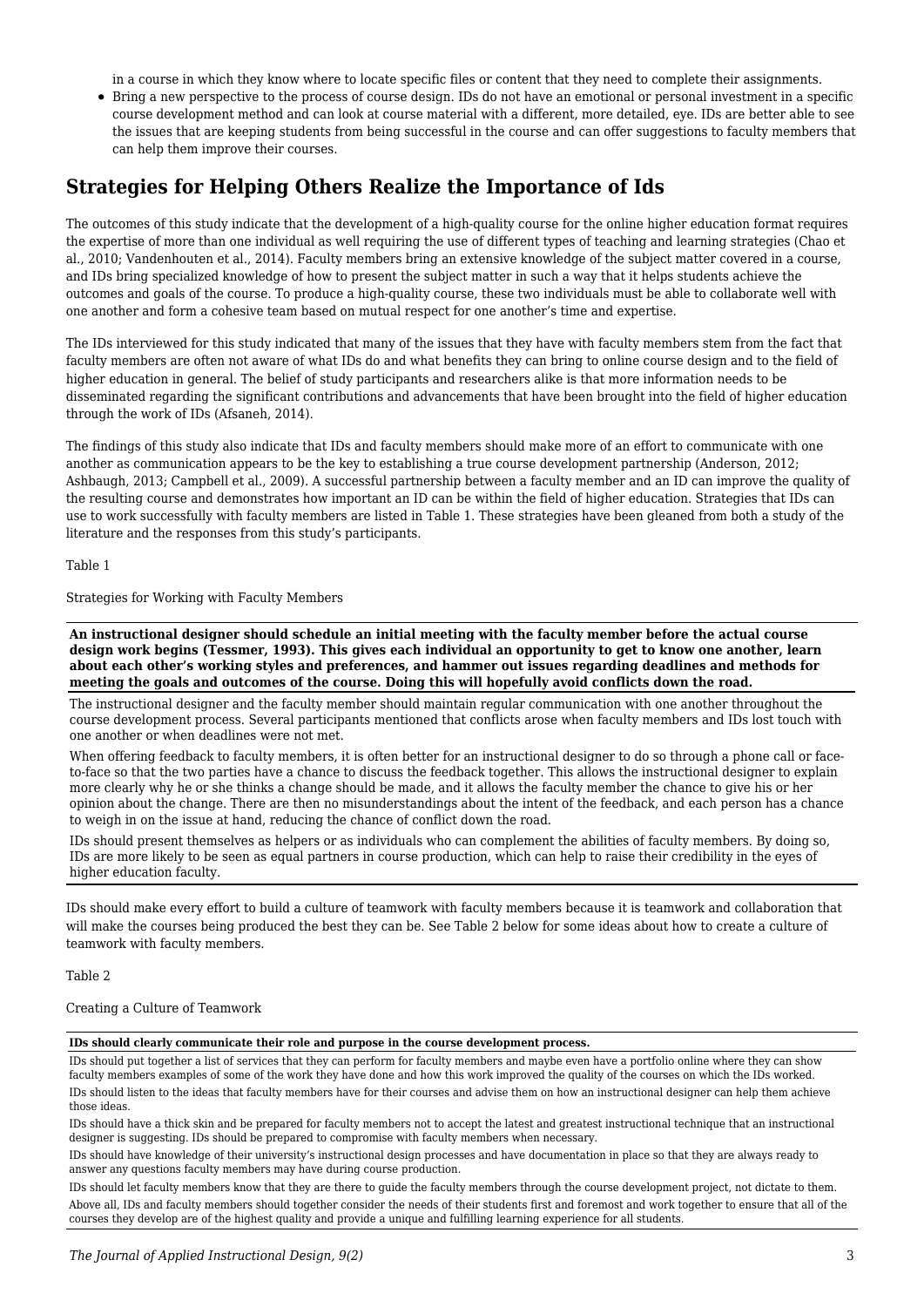in a course in which they know where to locate specific files or content that they need to complete their assignments.

- Bring a new perspective to the process of course design. IDs do not have an emotional or personal investment in a specific course development method and can look at course material with a different, more detailed, eye. IDs are better able to see the issues that are keeping students from being successful in the course and can offer suggestions to faculty members that can help them improve their courses.

## Strategies for Helping Others Realize the Importance of Ids

The outcomes of this study indicate that the development of a high-quality course for the online higher education format requires the expertise of more than one individual as well requiring the use of different types of teaching and learning strategies (Chao et al., 2010; Vandenhouten et al., 2014). Faculty members bring an extensive knowledge of the subject matter covered in a course, and IDs bring specialized knowledge of how to present the subject matter in such a way that it helps students achieve the outcomes and goals of the course. To produce a high-quality course, these two individuals must be able to collaborate well with one another and form a cohesive team based on mutual respect for one another's time and expertise.

The IDs interviewed for this study indicated that many of the issues that they have with faculty members stem from the fact that faculty members are often not aware of what IDs do and what benefits they can bring to online course design and to the field of higher education in general. The belief of study participants and researchers alike is that more information needs to be disseminated regarding the significant contributions and advancements that have been brought into the field of higher education through the work of IDs (Afsaneh, 2014).

The findings of this study also indicate that IDs and faculty members should make more of an effort to communicate with one another as communication appears to be the key to establishing a true course development partnership (Anderson, 2012; Ashbaugh, 2013; Campbell et al., 2009). A successful partnership between a faculty member and an ID can improve the quality of the resulting course and demonstrates how important an ID can be within the field of higher education. Strategies that IDs can use to work successfully with faculty members are listed in Table 1. These strategies have been gleaned from both a study of the literature and the responses from this study's participants.

Table 1

Strategies for Working with Faculty Members

| **An instructional designer should schedule an initial meeting with the faculty member before the actual course design work begins (Tessmer, 1993). This gives each individual an opportunity to get to know one another, learn about each other's working styles and preferences, and hammer out issues regarding deadlines and methods for meeting the goals and outcomes of the course. Doing this will hopefully avoid conflicts down the road.** |
|---|
| The instructional designer and the faculty member should maintain regular communication with one another throughout the course development process. Several participants mentioned that conflicts arose when faculty members and IDs lost touch with one another or when deadlines were not met. |
| When offering feedback to faculty members, it is often better for an instructional designer to do so through a phone call or face-to-face so that the two parties have a chance to discuss the feedback together. This allows the instructional designer to explain more clearly why he or she thinks a change should be made, and it allows the faculty member the chance to give his or her opinion about the change. There are then no misunderstandings about the intent of the feedback, and each person has a chance to weigh in on the issue at hand, reducing the chance of conflict down the road. |
| IDs should present themselves as helpers or as individuals who can complement the abilities of faculty members. By doing so, IDs are more likely to be seen as equal partners in course production, which can help to raise their credibility in the eyes of higher education faculty. |

IDs should make every effort to build a culture of teamwork with faculty members because it is teamwork and collaboration that will make the courses being produced the best they can be. See Table 2 below for some ideas about how to create a culture of teamwork with faculty members.

Table 2

Creating a Culture of Teamwork

| **IDs should clearly communicate their role and purpose in the course development process.** |
|---|
| IDs should put together a list of services that they can perform for faculty members and maybe even have a portfolio online where they can show faculty members examples of some of the work they have done and how this work improved the quality of the courses on which the IDs worked. |
| IDs should listen to the ideas that faculty members have for their courses and advise them on how an instructional designer can help them achieve those ideas. |
| IDs should have a thick skin and be prepared for faculty members not to accept the latest and greatest instructional technique that an instructional designer is suggesting. IDs should be prepared to compromise with faculty members when necessary. |
| IDs should have knowledge of their university's instructional design processes and have documentation in place so that they are always ready to answer any questions faculty members may have during course production. |
| IDs should let faculty members know that they are there to guide the faculty members through the course development project, not dictate to them. |
| Above all, IDs and faculty members should together consider the needs of their students first and foremost and work together to ensure that all of the courses they develop are of the highest quality and provide a unique and fulfilling learning experience for all students. |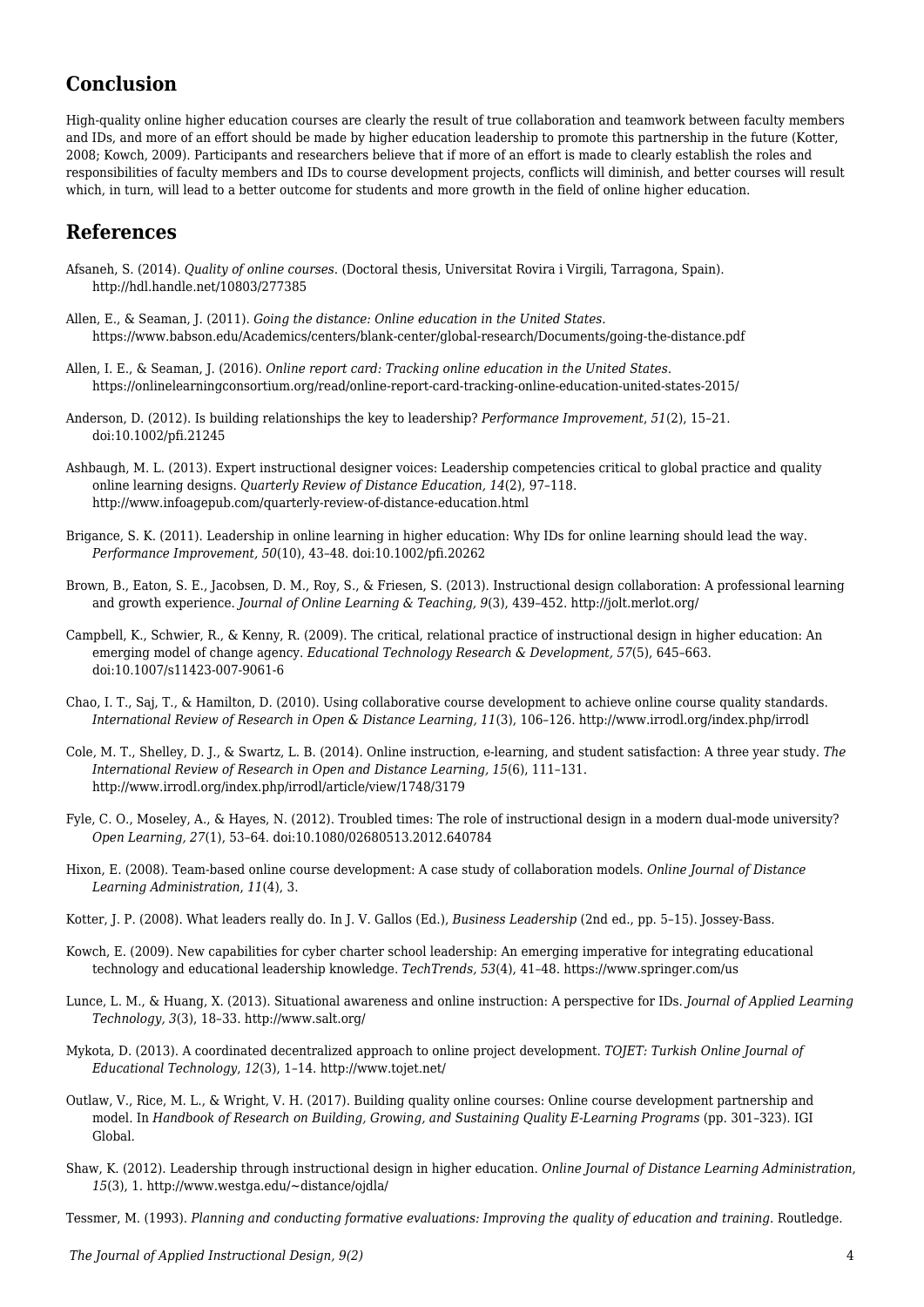## Conclusion

High-quality online higher education courses are clearly the result of true collaboration and teamwork between faculty members and IDs, and more of an effort should be made by higher education leadership to promote this partnership in the future (Kotter, 2008; Kowch, 2009). Participants and researchers believe that if more of an effort is made to clearly establish the roles and responsibilities of faculty members and IDs to course development projects, conflicts will diminish, and better courses will result which, in turn, will lead to a better outcome for students and more growth in the field of online higher education.

## References

Afsaneh, S. (2014). *Quality of online courses.* (Doctoral thesis, Universitat Rovira i Virgili, Tarragona, Spain). http://hdl.handle.net/10803/277385

Allen, E., & Seaman, J. (2011). *Going the distance: Online education in the United States.* https://www.babson.edu/Academics/centers/blank-center/global-research/Documents/going-the-distance.pdf

Allen, I. E., & Seaman, J. (2016). *Online report card: Tracking online education in the United States.* https://onlinelearningconsortium.org/read/online-report-card-tracking-online-education-united-states-2015/

Anderson, D. (2012). Is building relationships the key to leadership? *Performance Improvement, 51*(2), 15–21. doi:10.1002/pfi.21245

Ashbaugh, M. L. (2013). Expert instructional designer voices: Leadership competencies critical to global practice and quality online learning designs. *Quarterly Review of Distance Education, 14*(2), 97–118. http://www.infoagepub.com/quarterly-review-of-distance-education.html

Brigance, S. K. (2011). Leadership in online learning in higher education: Why IDs for online learning should lead the way. *Performance Improvement, 50*(10), 43–48. doi:10.1002/pfi.20262

Brown, B., Eaton, S. E., Jacobsen, D. M., Roy, S., & Friesen, S. (2013). Instructional design collaboration: A professional learning and growth experience. *Journal of Online Learning & Teaching, 9*(3), 439–452. http://jolt.merlot.org/

Campbell, K., Schwier, R., & Kenny, R. (2009). The critical, relational practice of instructional design in higher education: An emerging model of change agency. *Educational Technology Research & Development, 57*(5), 645–663. doi:10.1007/s11423-007-9061-6

Chao, I. T., Saj, T., & Hamilton, D. (2010). Using collaborative course development to achieve online course quality standards. *International Review of Research in Open & Distance Learning, 11*(3), 106–126. http://www.irrodl.org/index.php/irrodl

Cole, M. T., Shelley, D. J., & Swartz, L. B. (2014). Online instruction, e-learning, and student satisfaction: A three year study. *The International Review of Research in Open and Distance Learning, 15*(6), 111–131. http://www.irrodl.org/index.php/irrodl/article/view/1748/3179

Fyle, C. O., Moseley, A., & Hayes, N. (2012). Troubled times: The role of instructional design in a modern dual-mode university? *Open Learning, 27*(1), 53–64. doi:10.1080/02680513.2012.640784

Hixon, E. (2008). Team-based online course development: A case study of collaboration models. *Online Journal of Distance Learning Administration, 11*(4), 3.

Kotter, J. P. (2008). What leaders really do. In J. V. Gallos (Ed.), *Business Leadership* (2nd ed., pp. 5–15). Jossey-Bass.

Kowch, E. (2009). New capabilities for cyber charter school leadership: An emerging imperative for integrating educational technology and educational leadership knowledge. *TechTrends, 53*(4), 41–48. https://www.springer.com/us

Lunce, L. M., & Huang, X. (2013). Situational awareness and online instruction: A perspective for IDs. *Journal of Applied Learning Technology, 3*(3), 18–33. http://www.salt.org/

Mykota, D. (2013). A coordinated decentralized approach to online project development. *TOJET: Turkish Online Journal of Educational Technology, 12*(3), 1–14. http://www.tojet.net/

Outlaw, V., Rice, M. L., & Wright, V. H. (2017). Building quality online courses: Online course development partnership and model. In *Handbook of Research on Building, Growing, and Sustaining Quality E-Learning Programs* (pp. 301–323). IGI Global.

Shaw, K. (2012). Leadership through instructional design in higher education. *Online Journal of Distance Learning Administration, 15*(3), 1. http://www.westga.edu/~distance/ojdla/

Tessmer, M. (1993). *Planning and conducting formative evaluations: Improving the quality of education and training.* Routledge.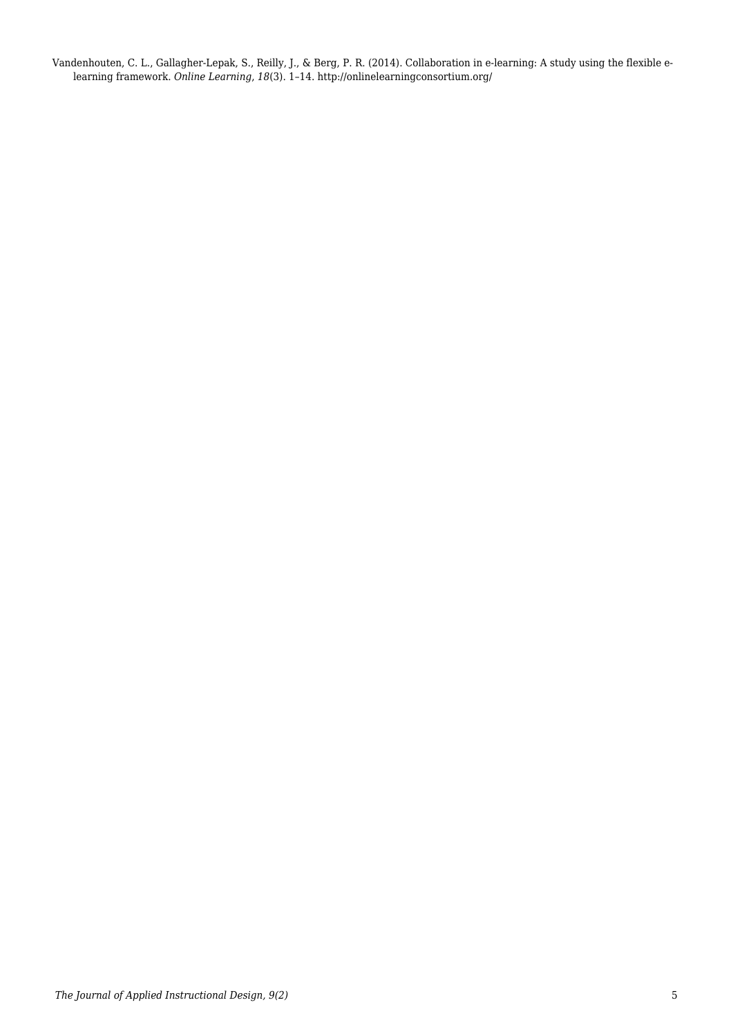Vandenhouten, C. L., Gallagher-Lepak, S., Reilly, J., & Berg, P. R. (2014). Collaboration in e-learning: A study using the flexible e-learning framework. *Online Learning*, *18*(3). 1–14. http://onlinelearningconsortium.org/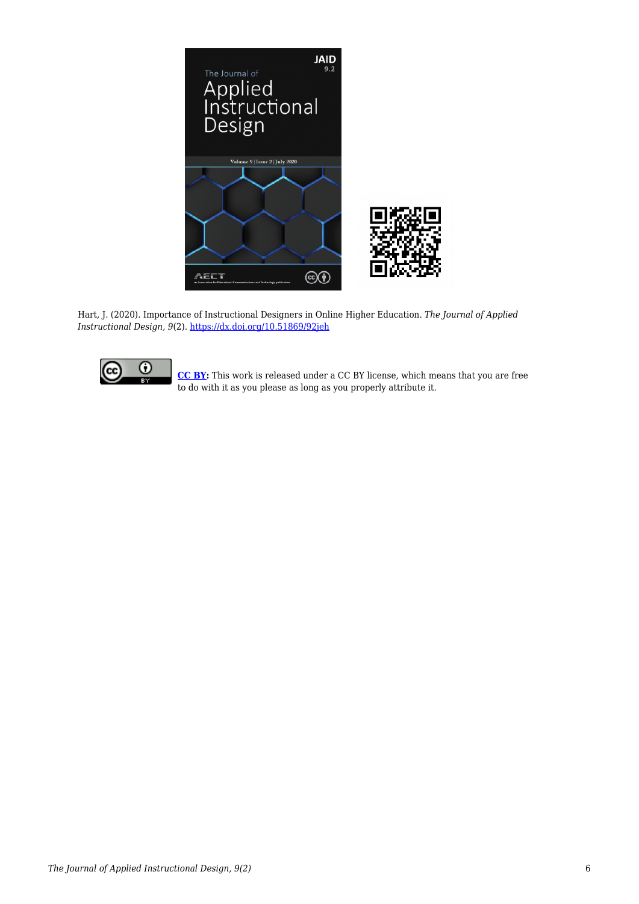Hart, J. (2020). Importance of Instructional Designers in Online Higher Education. *The Journal of Applied Instructional Design, 9*(2). [https://dx.doi.org/10.51869/92jeh](https://dx.doi.org/10.51869/92jeh)

**CC BY**: This work is released under a CC BY license, which means that you are free to do with it as you please as long as you properly attribute it.